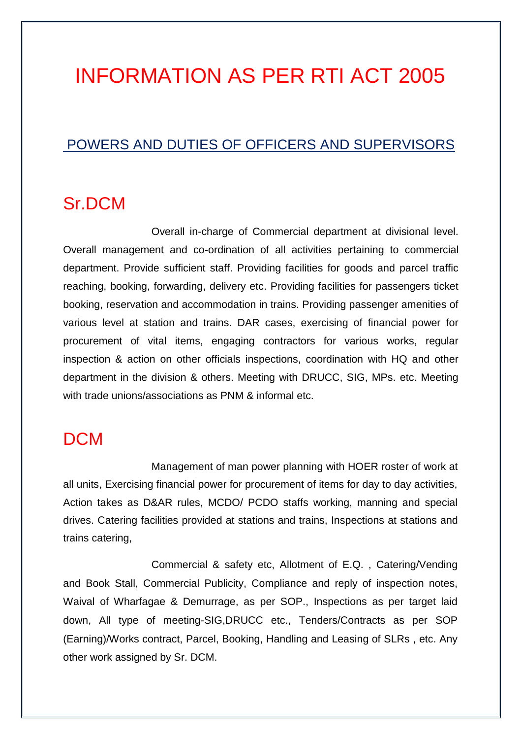# INFORMATION AS PER RTI ACT 2005

## POWERS AND DUTIES OF OFFICERS AND SUPERVISORS

## Sr.DCM

Overall in-charge of Commercial department at divisional level. Overall management and co-ordination of all activities pertaining to commercial department. Provide sufficient staff. Providing facilities for goods and parcel traffic reaching, booking, forwarding, delivery etc. Providing facilities for passengers ticket booking, reservation and accommodation in trains. Providing passenger amenities of various level at station and trains. DAR cases, exercising of financial power for procurement of vital items, engaging contractors for various works, regular inspection & action on other officials inspections, coordination with HQ and other department in the division & others. Meeting with DRUCC, SIG, MPs. etc. Meeting with trade unions/associations as PNM & informal etc.

## DCM

Management of man power planning with HOER roster of work at all units, Exercising financial power for procurement of items for day to day activities, Action takes as D&AR rules, MCDO/ PCDO staffs working, manning and special drives. Catering facilities provided at stations and trains, Inspections at stations and trains catering,

Commercial & safety etc, Allotment of E.Q. , Catering/Vending and Book Stall, Commercial Publicity, Compliance and reply of inspection notes, Waival of Wharfagae & Demurrage, as per SOP., Inspections as per target laid down, All type of meeting-SIG,DRUCC etc., Tenders/Contracts as per SOP (Earning)/Works contract, Parcel, Booking, Handling and Leasing of SLRs , etc. Any other work assigned by Sr. DCM.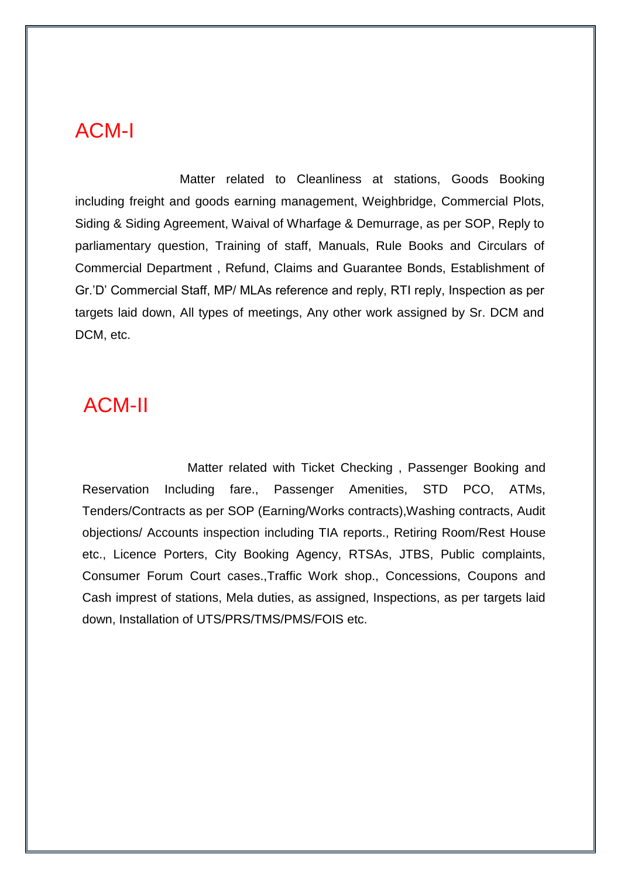## ACM-I

Matter related to Cleanliness at stations, Goods Booking including freight and goods earning management, Weighbridge, Commercial Plots, Siding & Siding Agreement, Waival of Wharfage & Demurrage, as per SOP, Reply to parliamentary question, Training of staff, Manuals, Rule Books and Circulars of Commercial Department , Refund, Claims and Guarantee Bonds, Establishment of Gr.'D' Commercial Staff, MP/ MLAs reference and reply, RTI reply, Inspection as per targets laid down, All types of meetings, Any other work assigned by Sr. DCM and DCM, etc.

## ACM-II

Matter related with Ticket Checking , Passenger Booking and Reservation Including fare., Passenger Amenities, STD PCO, ATMs, Tenders/Contracts as per SOP (Earning/Works contracts),Washing contracts, Audit objections/ Accounts inspection including TIA reports., Retiring Room/Rest House etc., Licence Porters, City Booking Agency, RTSAs, JTBS, Public complaints, Consumer Forum Court cases.,Traffic Work shop., Concessions, Coupons and Cash imprest of stations, Mela duties, as assigned, Inspections, as per targets laid down, Installation of UTS/PRS/TMS/PMS/FOIS etc.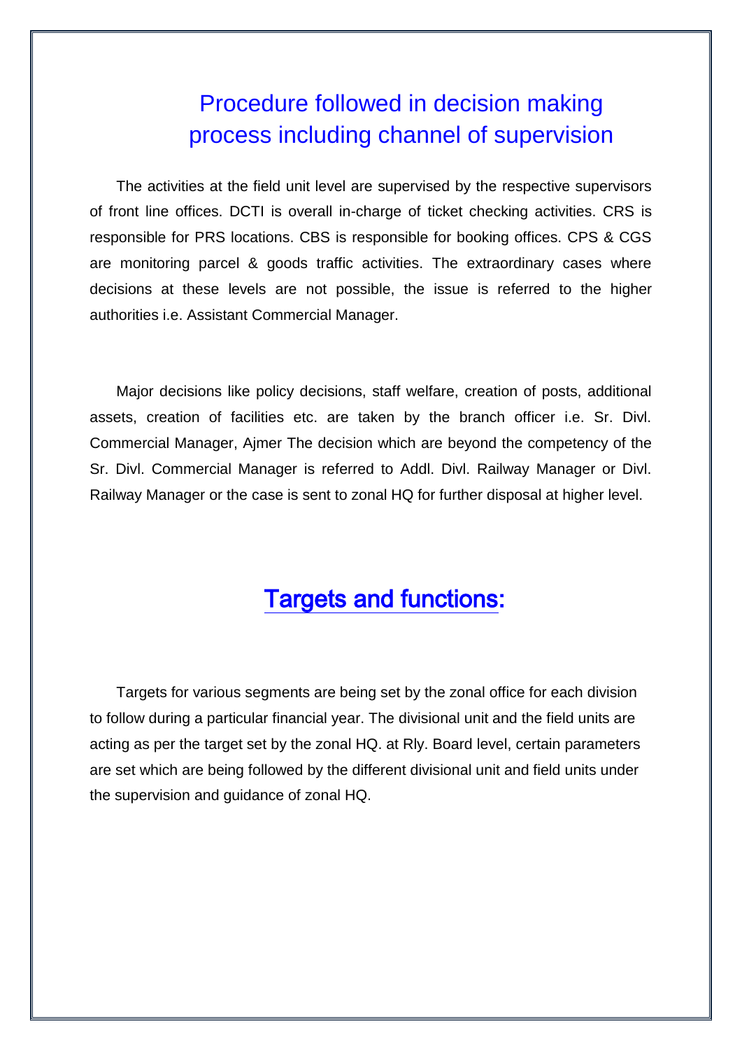## Procedure followed in decision making process including channel of supervision

The activities at the field unit level are supervised by the respective supervisors of front line offices. DCTI is overall in-charge of ticket checking activities. CRS is responsible for PRS locations. CBS is responsible for booking offices. CPS & CGS are monitoring parcel & goods traffic activities. The extraordinary cases where decisions at these levels are not possible, the issue is referred to the higher authorities i.e. Assistant Commercial Manager.

Major decisions like policy decisions, staff welfare, creation of posts, additional assets, creation of facilities etc. are taken by the branch officer i.e. Sr. Divl. Commercial Manager, Ajmer The decision which are beyond the competency of the Sr. Divl. Commercial Manager is referred to Addl. Divl. Railway Manager or Divl. Railway Manager or the case is sent to zonal HQ for further disposal at higher level.

## Targets and functions:

Targets for various segments are being set by the zonal office for each division to follow during a particular financial year. The divisional unit and the field units are acting as per the target set by the zonal HQ. at Rly. Board level, certain parameters are set which are being followed by the different divisional unit and field units under the supervision and guidance of zonal HQ.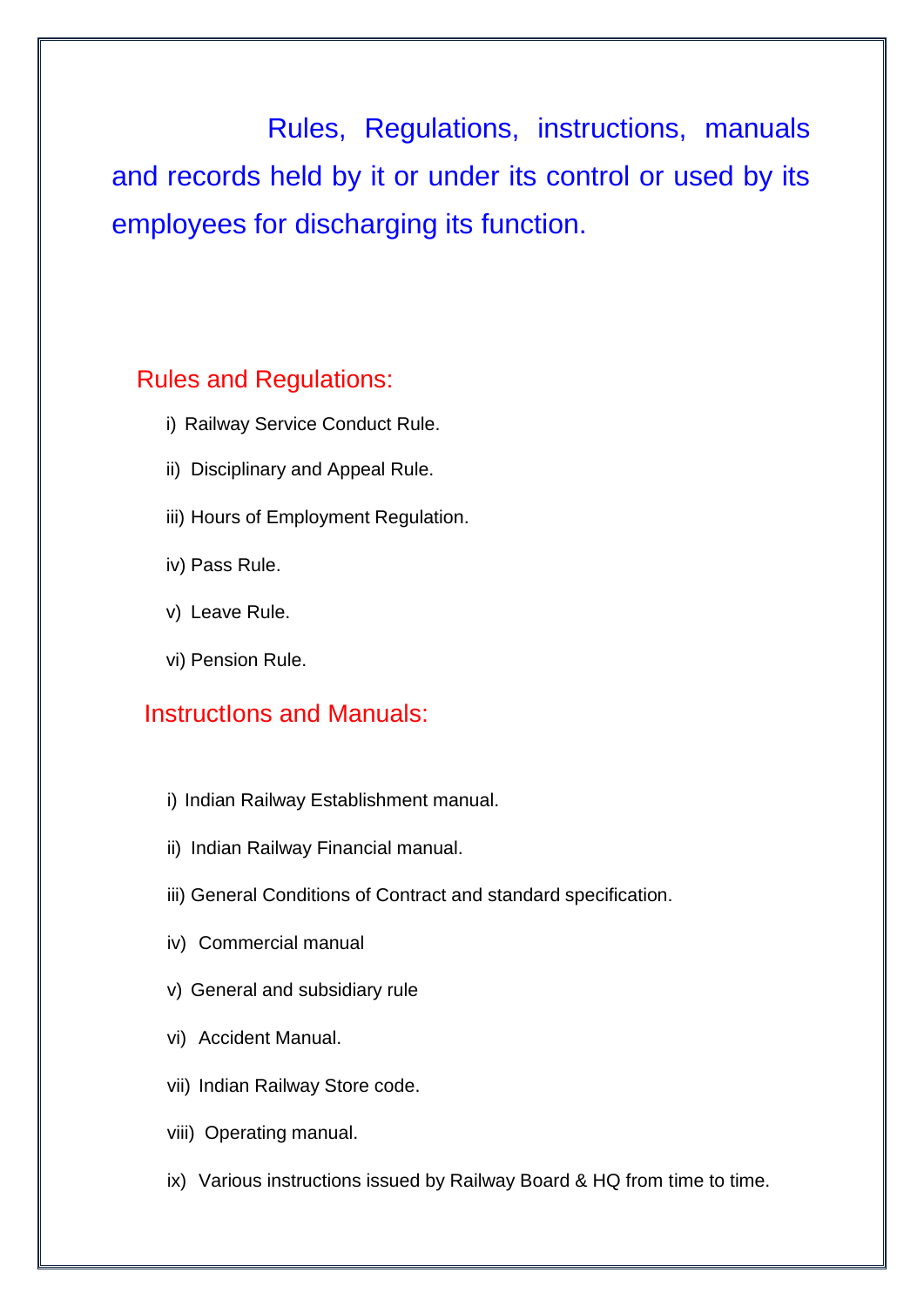Rules, Regulations, instructions, manuals and records held by it or under its control or used by its employees for discharging its function.

## Rules and Regulations:

i) Railway Service Conduct Rule.

ii) Disciplinary and Appeal Rule.

iii) Hours of Employment Regulation.

iv) Pass Rule.

v) Leave Rule.

vi) Pension Rule.

## InstructIons and Manuals:

i) Indian Railway Establishment manual.

ii) Indian Railway Financial manual.

iii) General Conditions of Contract and standard specification.

iv) Commercial manual

v) General and subsidiary rule

vi) Accident Manual.

vii) Indian Railway Store code.

viii) Operating manual.

ix) Various instructions issued by Railway Board & HQ from time to time.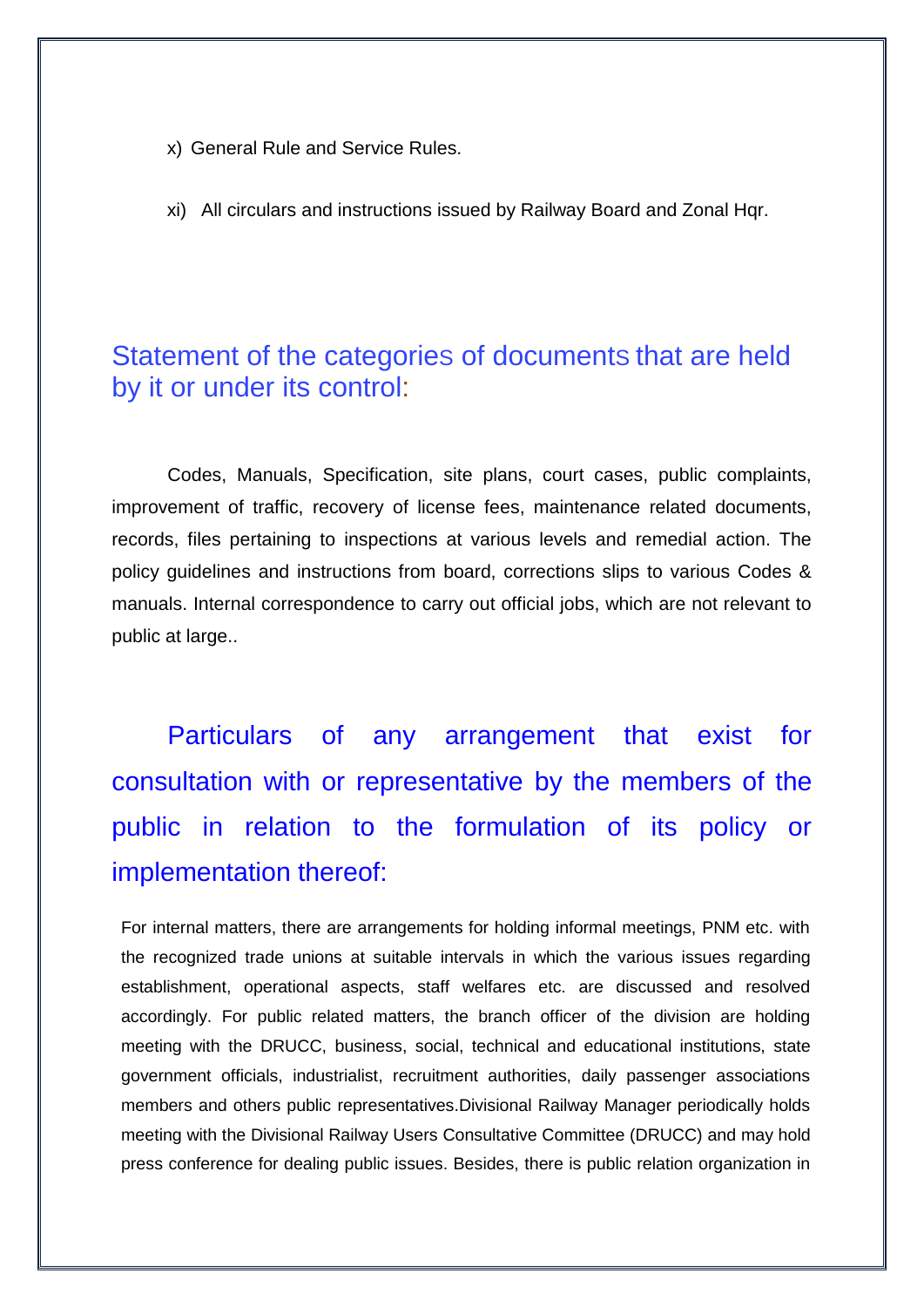x) General Rule and Service Rules.

xi) All circulars and instructions issued by Railway Board and Zonal Hqr.

## Statement of the categories of documents that are held by it or under its control:

Codes, Manuals, Specification, site plans, court cases, public complaints, improvement of traffic, recovery of license fees, maintenance related documents, records, files pertaining to inspections at various levels and remedial action. The policy guidelines and instructions from board, corrections slips to various Codes & manuals. Internal correspondence to carry out official jobs, which are not relevant to public at large..

## Particulars of any arrangement that exist for consultation with or representative by the members of the public in relation to the formulation of its policy or implementation thereof:

For internal matters, there are arrangements for holding informal meetings, PNM etc. with the recognized trade unions at suitable intervals in which the various issues regarding establishment, operational aspects, staff welfares etc. are discussed and resolved accordingly. For public related matters, the branch officer of the division are holding meeting with the DRUCC, business, social, technical and educational institutions, state government officials, industrialist, recruitment authorities, daily passenger associations members and others public representatives.Divisional Railway Manager periodically holds meeting with the Divisional Railway Users Consultative Committee (DRUCC) and may hold press conference for dealing public issues. Besides, there is public relation organization in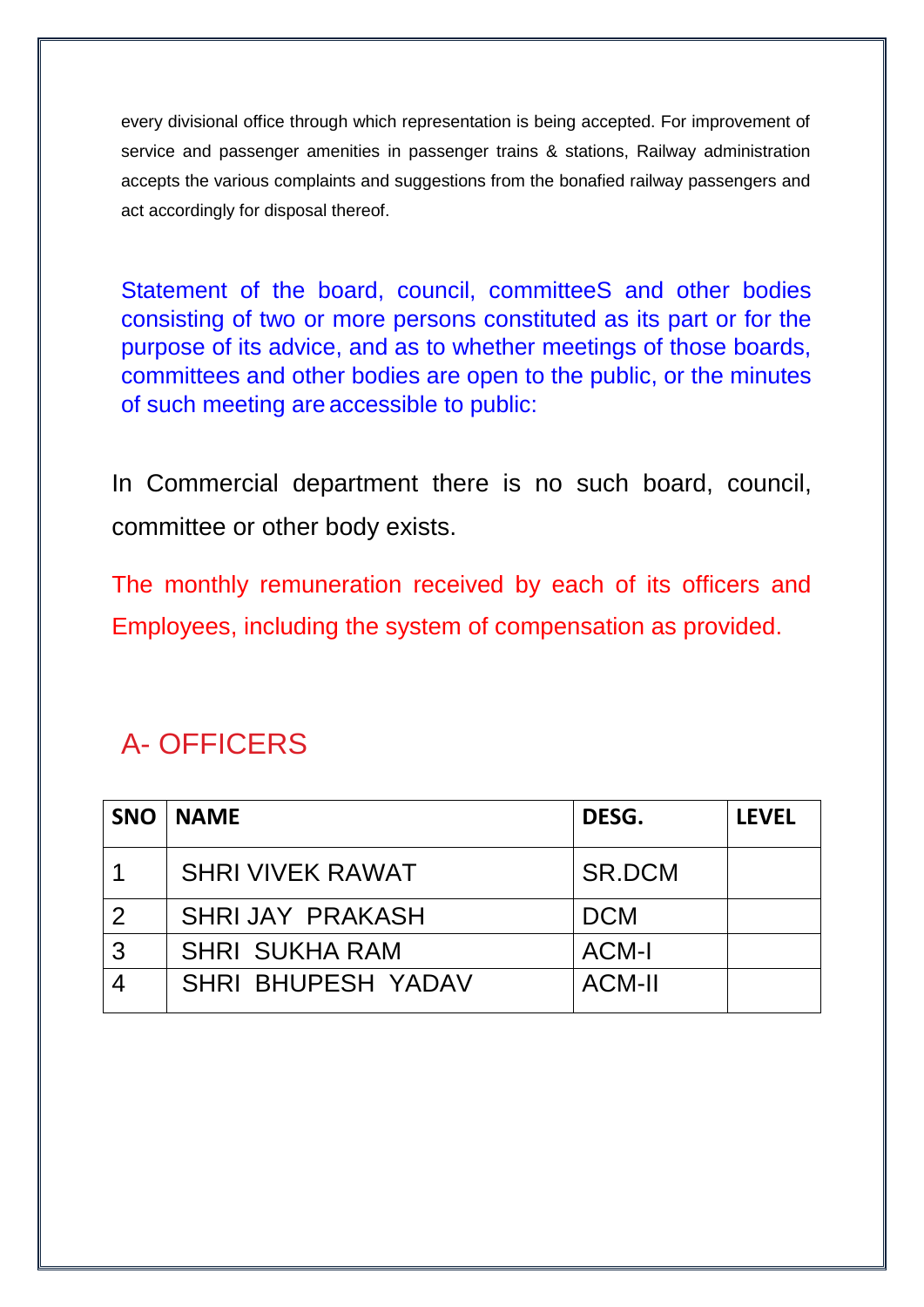every divisional office through which representation is being accepted. For improvement of service and passenger amenities in passenger trains & stations, Railway administration accepts the various complaints and suggestions from the bonafied railway passengers and act accordingly for disposal thereof.

## Statement of the board, council, committeeS and other bodies consisting of two or more persons constituted as its part or for the purpose of its advice, and as to whether meetings of those boards, committees and other bodies are open to the public, or the minutes of such meeting are accessible to public:

In Commercial department there is no such board, council, committee or other body exists.

## The monthly remuneration received by each of its officers and Employees, including the system of compensation as provided.

## A- OFFICERS

| SNO | NAME | DESG. | LEVEL |
|---|---|---|---|
| 1 | SHRI VIVEK RAWAT | SR.DCM | |
| 2 | SHRI JAY PRAKASH | DCM | |
| 3 | SHRI SUKHA RAM | ACM-I | |
| 4 | SHRI BHUPESH YADAV | ACM-II | |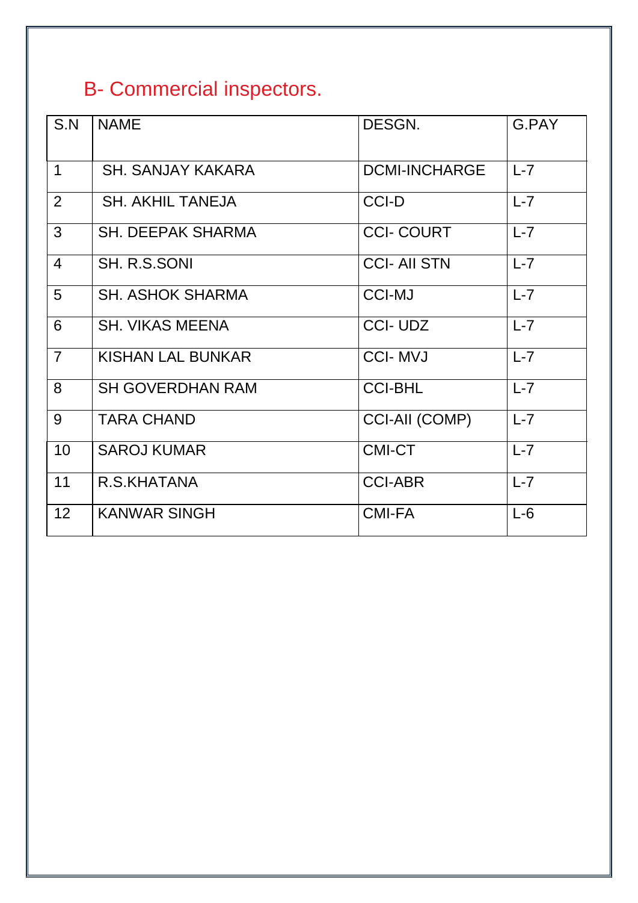## B- Commercial inspectors.

| S.N | NAME | DESGN. | G.PAY |
|---|---|---|---|
| 1 | SH. SANJAY KAKARA | DCMI-INCHARGE | L-7 |
| 2 | SH. AKHIL TANEJA | CCI-D | L-7 |
| 3 | SH. DEEPAK SHARMA | CCI- COURT | L-7 |
| 4 | SH. R.S.SONI | CCI- AII STN | L-7 |
| 5 | SH. ASHOK SHARMA | CCI-MJ | L-7 |
| 6 | SH. VIKAS MEENA | CCI- UDZ | L-7 |
| 7 | KISHAN LAL BUNKAR | CCI- MVJ | L-7 |
| 8 | SH GOVERDHAN RAM | CCI-BHL | L-7 |
| 9 | TARA CHAND | CCI-AII (COMP) | L-7 |
| 10 | SAROJ KUMAR | CMI-CT | L-7 |
| 11 | R.S.KHATANA | CCI-ABR | L-7 |
| 12 | KANWAR SINGH | CMI-FA | L-6 |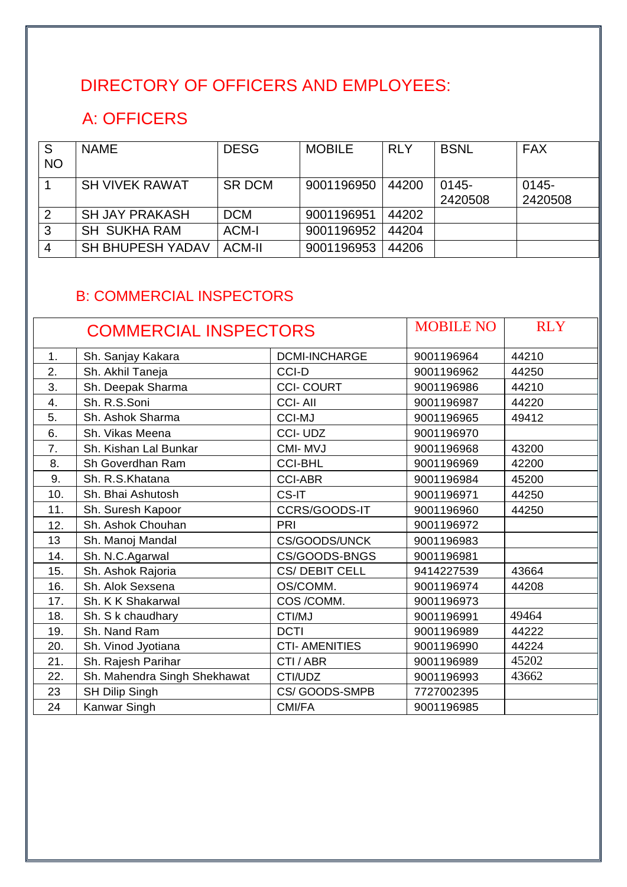# DIRECTORY OF OFFICERS AND EMPLOYEES:

## A: OFFICERS

| S NO | NAME | DESG | MOBILE | RLY | BSNL | FAX |
|---|---|---|---|---|---|---|
| 1 | SH VIVEK RAWAT | SR DCM | 9001196950 | 44200 | 0145-2420508 | 0145-2420508 |
| 2 | SH JAY PRAKASH | DCM | 9001196951 | 44202 | | |
| 3 | SH SUKHA RAM | ACM-I | 9001196952 | 44204 | | |
| 4 | SH BHUPESH YADAV | ACM-II | 9001196953 | 44206 | | |

## B: COMMERCIAL INSPECTORS

| COMMERCIAL INSPECTORS | | | MOBILE NO | RLY |
|---|---|---|---|---|
| 1. | Sh. Sanjay Kakara | DCMI-INCHARGE | 9001196964 | 44210 |
| 2. | Sh. Akhil Taneja | CCI-D | 9001196962 | 44250 |
| 3. | Sh. Deepak Sharma | CCI- COURT | 9001196986 | 44210 |
| 4. | Sh. R.S.Soni | CCI- AII | 9001196987 | 44220 |
| 5. | Sh. Ashok Sharma | CCI-MJ | 9001196965 | 49412 |
| 6. | Sh. Vikas Meena | CCI- UDZ | 9001196970 | |
| 7. | Sh. Kishan Lal Bunkar | CMI- MVJ | 9001196968 | 43200 |
| 8. | Sh Goverdhan Ram | CCI-BHL | 9001196969 | 42200 |
| 9. | Sh. R.S.Khatana | CCI-ABR | 9001196984 | 45200 |
| 10. | Sh. Bhai Ashutosh | CS-IT | 9001196971 | 44250 |
| 11. | Sh. Suresh Kapoor | CCRS/GOODS-IT | 9001196960 | 44250 |
| 12. | Sh. Ashok Chouhan | PRI | 9001196972 | |
| 13 | Sh. Manoj Mandal | CS/GOODS/UNCK | 9001196983 | |
| 14. | Sh. N.C.Agarwal | CS/GOODS-BNGS | 9001196981 | |
| 15. | Sh. Ashok Rajoria | CS/ DEBIT CELL | 9414227539 | 43664 |
| 16. | Sh. Alok Sexsena | OS/COMM. | 9001196974 | 44208 |
| 17. | Sh. K K Shakarwal | COS /COMM. | 9001196973 | |
| 18. | Sh. S k chaudhary | CTI/MJ | 9001196991 | 49464 |
| 19. | Sh. Nand Ram | DCTI | 9001196989 | 44222 |
| 20. | Sh. Vinod Jyotiana | CTI- AMENITIES | 9001196990 | 44224 |
| 21. | Sh. Rajesh Parihar | CTI / ABR | 9001196989 | 45202 |
| 22. | Sh. Mahendra Singh Shekhawat | CTI/UDZ | 9001196993 | 43662 |
| 23 | SH Dilip Singh | CS/ GOODS-SMPB | 7727002395 | |
| 24 | Kanwar Singh | CMI/FA | 9001196985 | |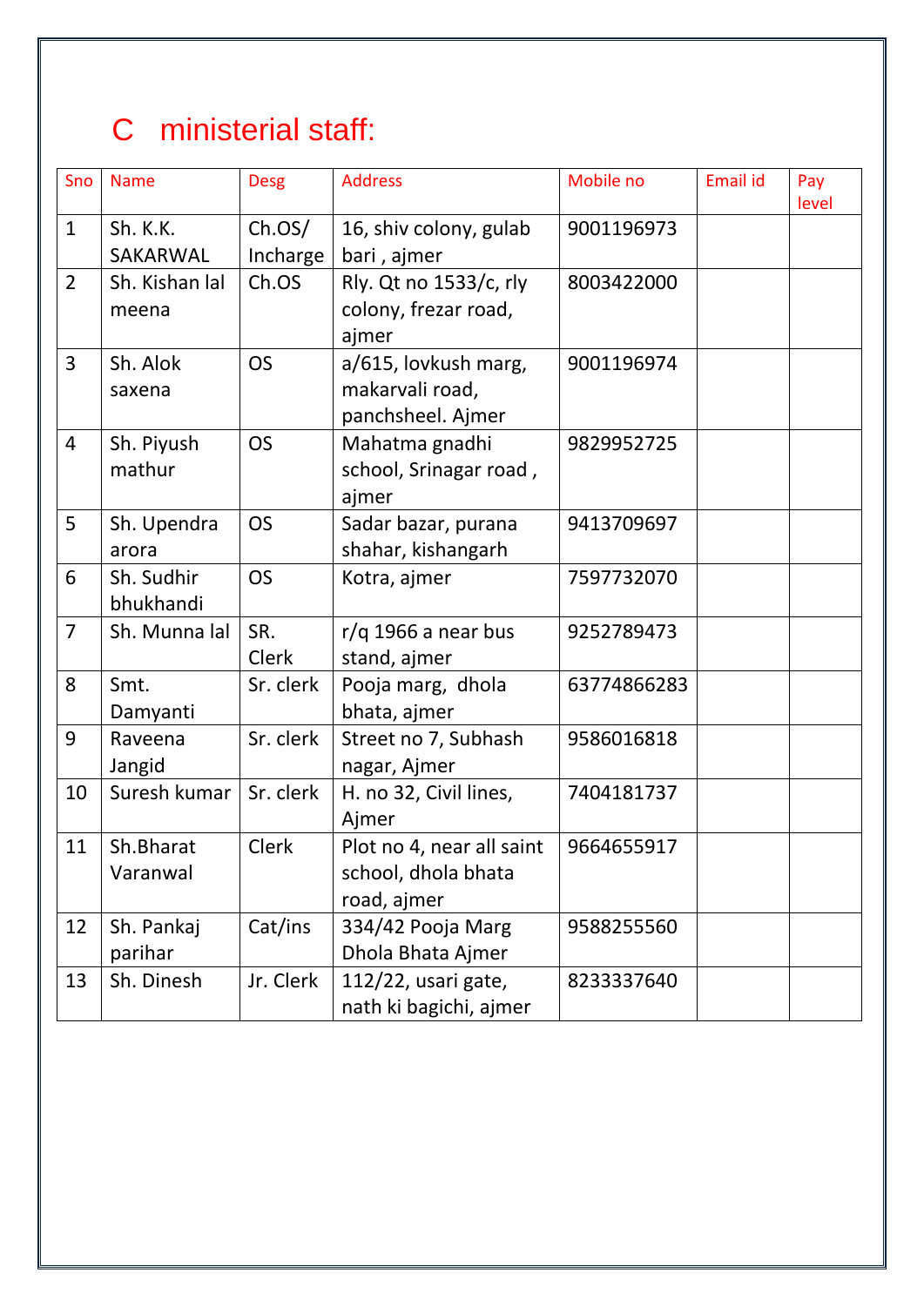# C ministerial staff:

| Sno | Name | Desg | Address | Mobile no | Email id | Pay level |
|---|---|---|---|---|---|---|
| 1 | Sh. K.K. SAKARWAL | Ch.OS/ Incharge | 16, shiv colony, gulab bari , ajmer | 9001196973 | | |
| 2 | Sh. Kishan lal meena | Ch.OS | Rly. Qt no 1533/c, rly colony, frezar road, ajmer | 8003422000 | | |
| 3 | Sh. Alok saxena | OS | a/615, lovkush marg, makarvali road, panchsheel. Ajmer | 9001196974 | | |
| 4 | Sh. Piyush mathur | OS | Mahatma gnadhi school, Srinagar road , ajmer | 9829952725 | | |
| 5 | Sh. Upendra arora | OS | Sadar bazar, purana shahar, kishangarh | 9413709697 | | |
| 6 | Sh. Sudhir bhukhandi | OS | Kotra, ajmer | 7597732070 | | |
| 7 | Sh. Munna lal | SR. Clerk | r/q 1966 a near bus stand, ajmer | 9252789473 | | |
| 8 | Smt. Damyanti | Sr. clerk | Pooja marg, dhola bhata, ajmer | 63774866283 | | |
| 9 | Raveena Jangid | Sr. clerk | Street no 7, Subhash nagar, Ajmer | 9586016818 | | |
| 10 | Suresh kumar | Sr. clerk | H. no 32, Civil lines, Ajmer | 7404181737 | | |
| 11 | Sh.Bharat Varanwal | Clerk | Plot no 4, near all saint school, dhola bhata road, ajmer | 9664655917 | | |
| 12 | Sh. Pankaj parihar | Cat/ins | 334/42 Pooja Marg Dhola Bhata Ajmer | 9588255560 | | |
| 13 | Sh. Dinesh | Jr. Clerk | 112/22, usari gate, nath ki bagichi, ajmer | 8233337640 | | |